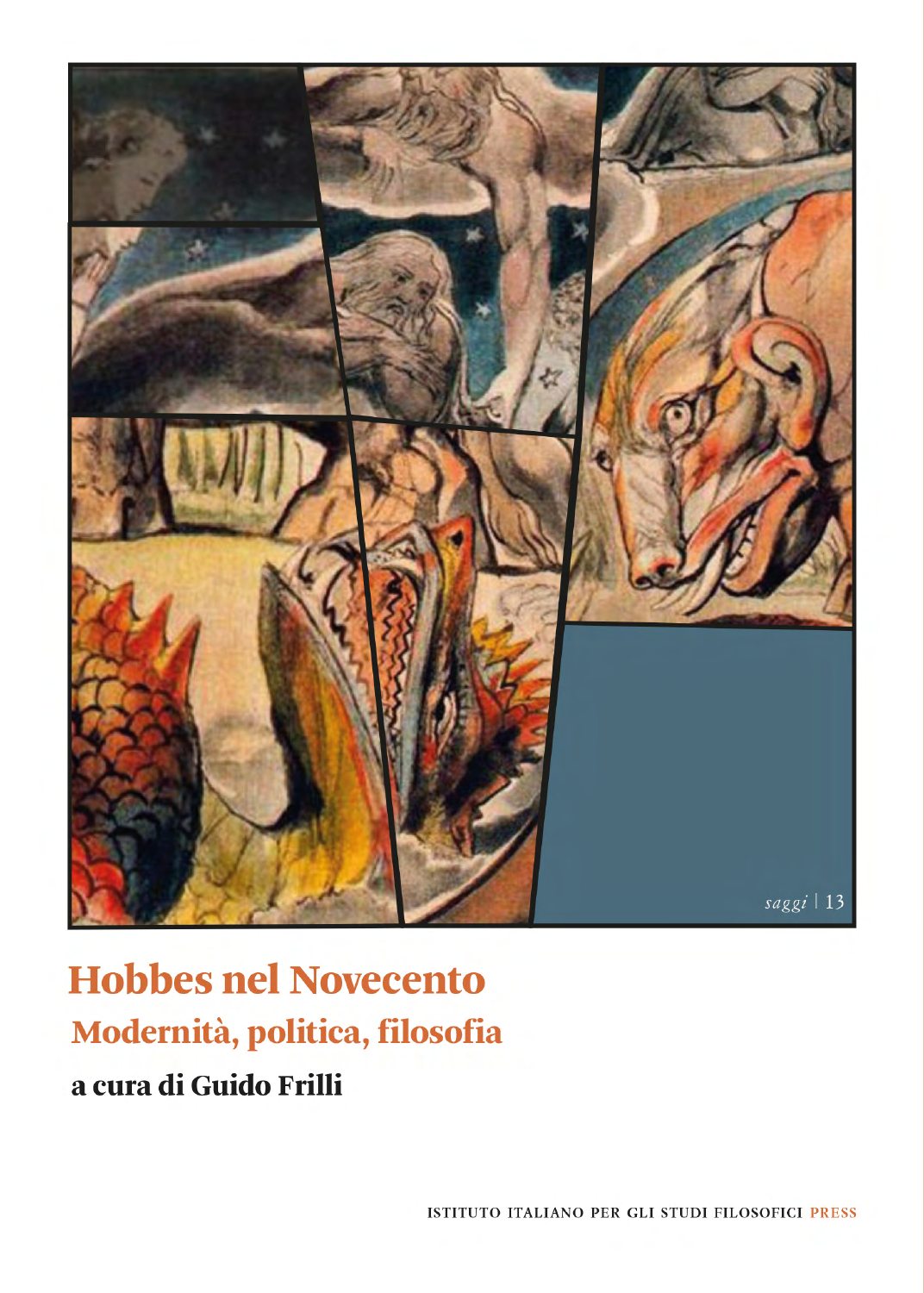saggi | 13

# Hobbes nel Novecento

## Modernità, politica, filosofia

**a cura di Guido Frilli**

ISTITUTO ITALIANO PER GLI STUDI FILOSOFICI PRESS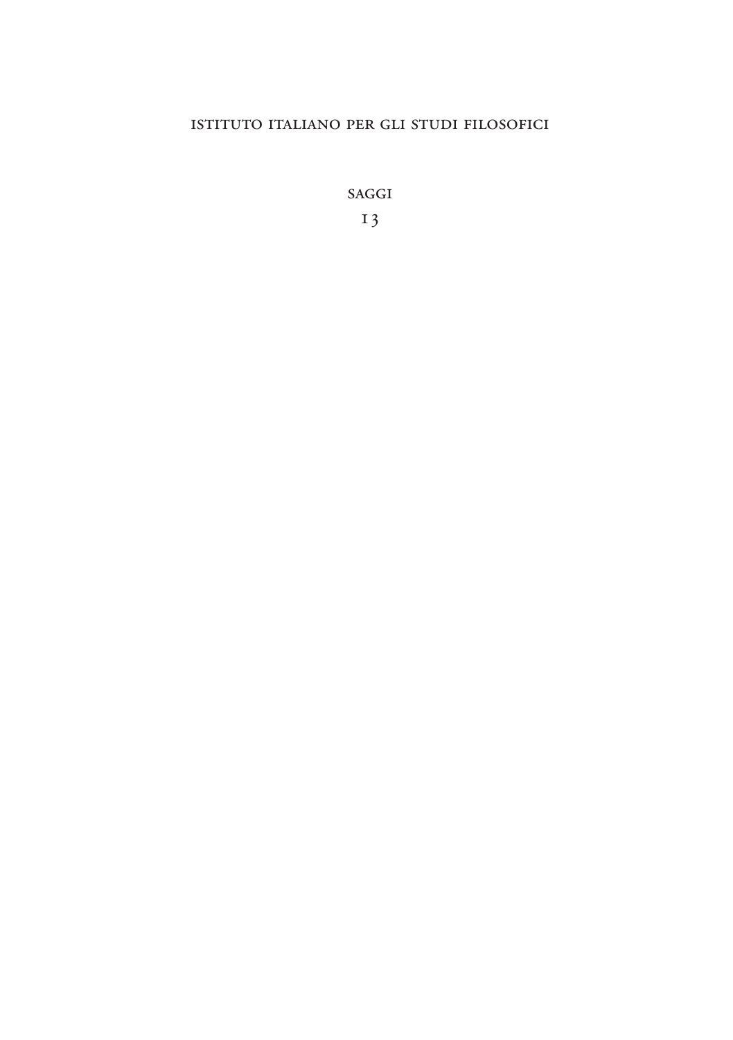ISTITUTO ITALIANO PER GLI STUDI FILOSOFICI

SAGGI

13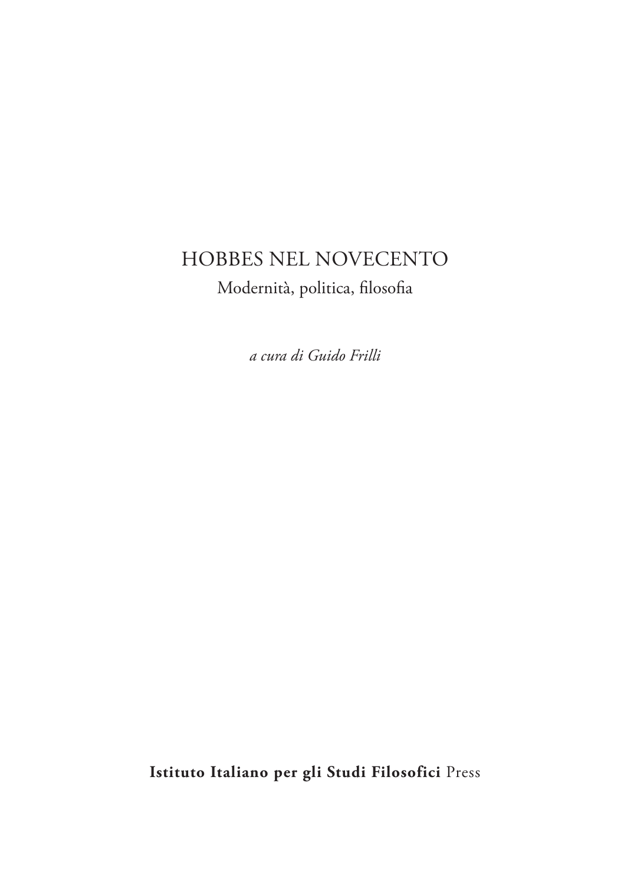# HOBBES NEL NOVECENTO

Modernità, politica, filosofia

*a cura di Guido Frilli*

**Istituto Italiano per gli Studi Filosofici** Press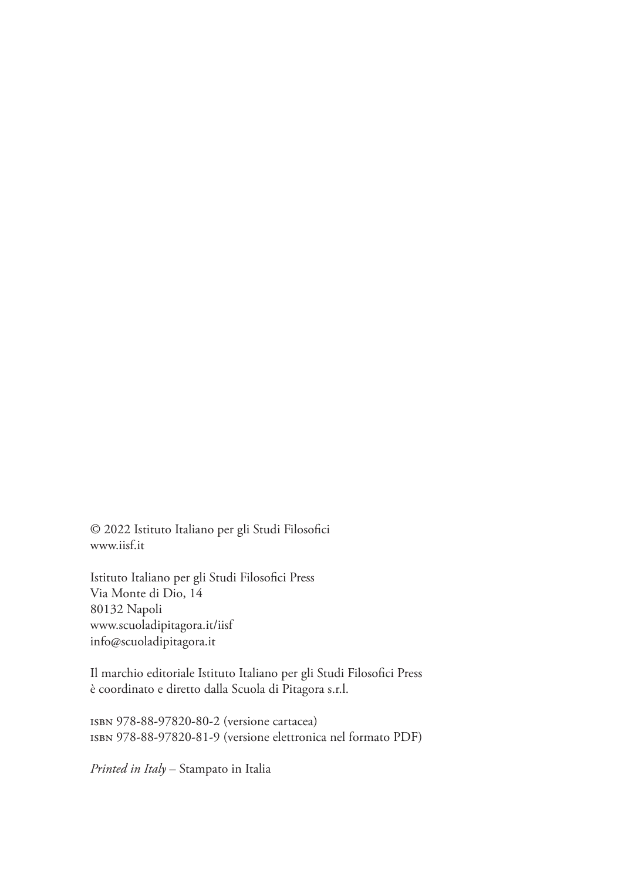© 2022 Istituto Italiano per gli Studi Filosofici
www.iisf.it

Istituto Italiano per gli Studi Filosofici Press
Via Monte di Dio, 14
80132 Napoli
www.scuoladipitagora.it/iisf
info@scuoladipitagora.it

Il marchio editoriale Istituto Italiano per gli Studi Filosofici Press
è coordinato e diretto dalla Scuola di Pitagora s.r.l.

isbn 978-88-97820-80-2 (versione cartacea)
isbn 978-88-97820-81-9 (versione elettronica nel formato PDF)

*Printed in Italy* – Stampato in Italia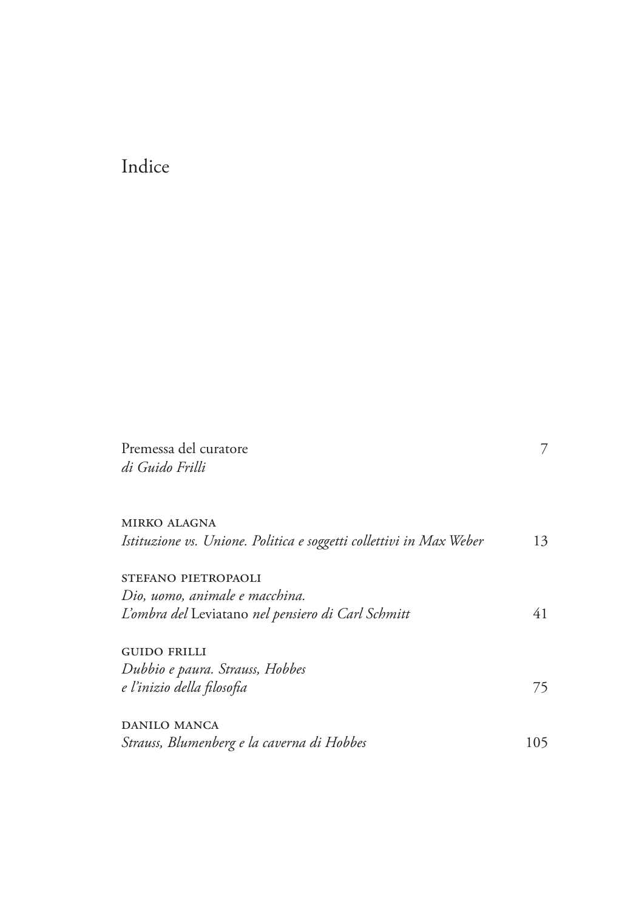# Indice

Premessa del curatore 7
*di Guido Frilli*

MIRKO ALAGNA
*Istituzione vs. Unione. Politica e soggetti collettivi in Max Weber* 13

STEFANO PIETROPAOLI
*Dio, uomo, animale e macchina.*
*L'ombra del* Leviatano *nel pensiero di Carl Schmitt* 41

GUIDO FRILLI
*Dubbio e paura. Strauss, Hobbes*
*e l'inizio della filosofia* 75

DANILO MANCA
*Strauss, Blumenberg e la caverna di Hobbes* 105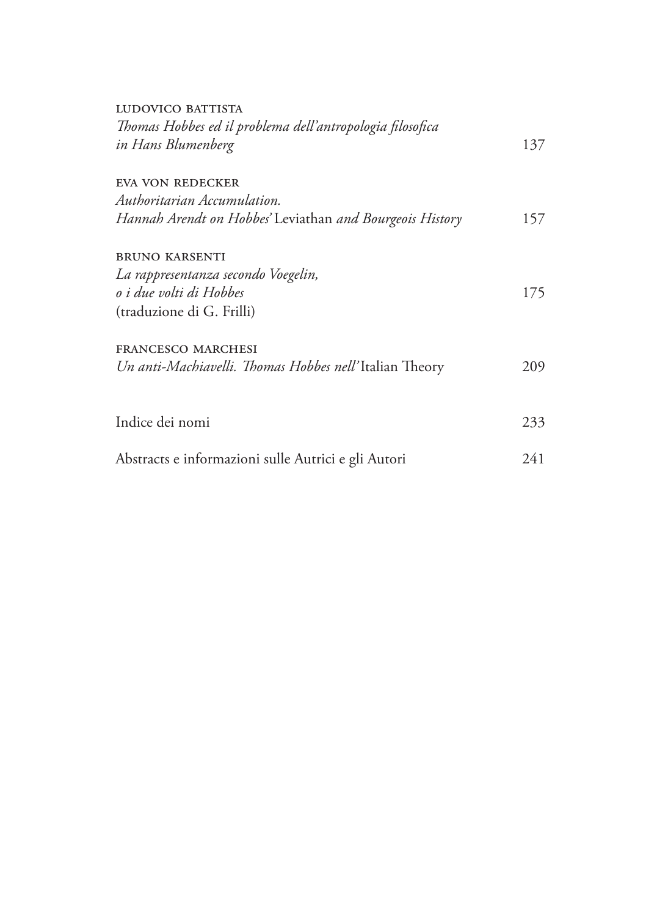LUDOVICO BATTISTA
*Thomas Hobbes ed il problema dell'antropologia filosofica in Hans Blumenberg* 137

EVA VON REDECKER
*Authoritarian Accumulation. Hannah Arendt on Hobbes'* Leviathan *and Bourgeois History* 157

BRUNO KARSENTI
*La rappresentanza secondo Voegelin, o i due volti di Hobbes* 175
(traduzione di G. Frilli)

FRANCESCO MARCHESI
*Un anti-Machiavelli. Thomas Hobbes nell'*Italian Theory 209

Indice dei nomi 233

Abstracts e informazioni sulle Autrici e gli Autori 241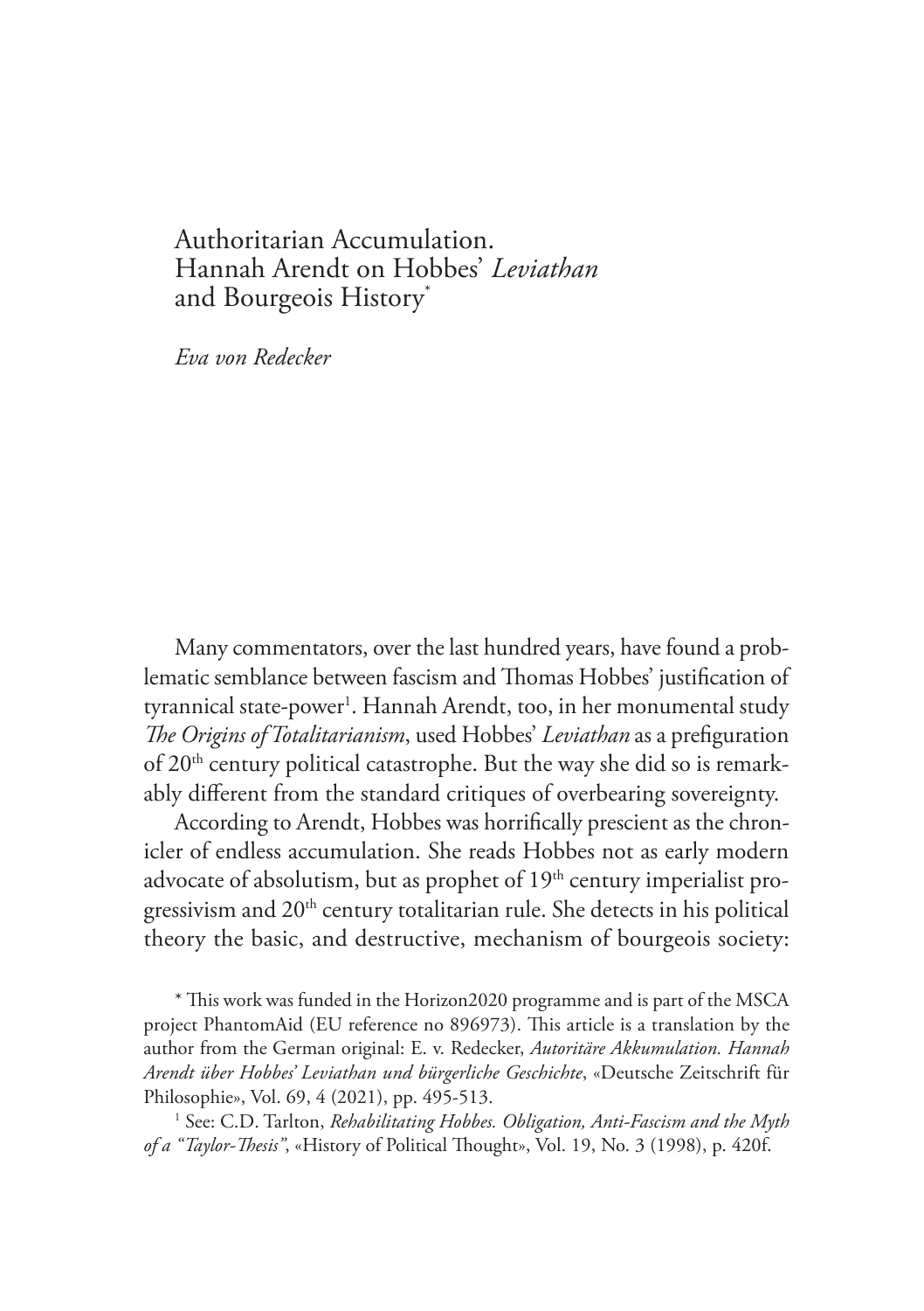# Authoritarian Accumulation. Hannah Arendt on Hobbes' *Leviathan* and Bourgeois History*

*Eva von Redecker*

Many commentators, over the last hundred years, have found a problematic semblance between fascism and Thomas Hobbes' justification of tyrannical state-power[1]. Hannah Arendt, too, in her monumental study *The Origins of Totalitarianism*, used Hobbes' *Leviathan* as a prefiguration of 20th century political catastrophe. But the way she did so is remarkably different from the standard critiques of overbearing sovereignty.

According to Arendt, Hobbes was horrifically prescient as the chronicler of endless accumulation. She reads Hobbes not as early modern advocate of absolutism, but as prophet of 19th century imperialist progressivism and 20th century totalitarian rule. She detects in his political theory the basic, and destructive, mechanism of bourgeois society:

\* This work was funded in the Horizon2020 programme and is part of the MSCA project PhantomAid (EU reference no 896973). This article is a translation by the author from the German original: E. v. Redecker, *Autoritäre Akkumulation. Hannah Arendt über Hobbes' Leviathan und bürgerliche Geschichte*, «Deutsche Zeitschrift für Philosophie», Vol. 69, 4 (2021), pp. 495-513.

[1] See: C.D. Tarlton, *Rehabilitating Hobbes. Obligation, Anti-Fascism and the Myth of a "Taylor-Thesis"*, «History of Political Thought», Vol. 19, No. 3 (1998), p. 420f.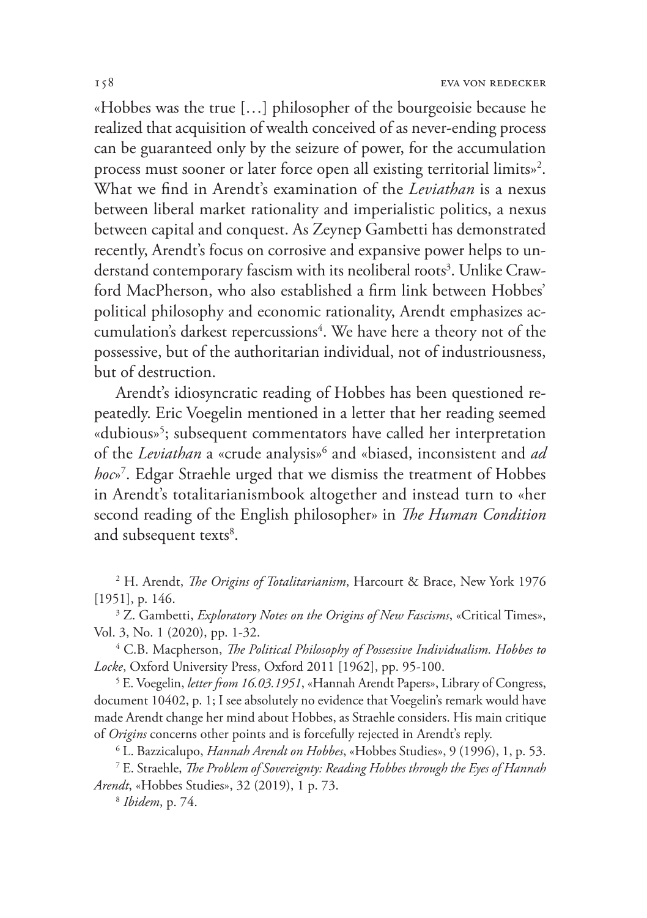«Hobbes was the true […] philosopher of the bourgeoisie because he realized that acquisition of wealth conceived of as never-ending process can be guaranteed only by the seizure of power, for the accumulation process must sooner or later force open all existing territorial limits»[2]. What we find in Arendt's examination of the *Leviathan* is a nexus between liberal market rationality and imperialistic politics, a nexus between capital and conquest. As Zeynep Gambetti has demonstrated recently, Arendt's focus on corrosive and expansive power helps to understand contemporary fascism with its neoliberal roots[3]. Unlike Crawford MacPherson, who also established a firm link between Hobbes' political philosophy and economic rationality, Arendt emphasizes accumulation's darkest repercussions[4]. We have here a theory not of the possessive, but of the authoritarian individual, not of industriousness, but of destruction.

Arendt's idiosyncratic reading of Hobbes has been questioned repeatedly. Eric Voegelin mentioned in a letter that her reading seemed «dubious»[5]; subsequent commentators have called her interpretation of the *Leviathan* a «crude analysis»[6] and «biased, inconsistent and *ad hoc*»[7]. Edgar Straehle urged that we dismiss the treatment of Hobbes in Arendt's totalitarianismbook altogether and instead turn to «her second reading of the English philosopher» in *The Human Condition* and subsequent texts[8].

[2] H. Arendt, *The Origins of Totalitarianism*, Harcourt & Brace, New York 1976 [1951], p. 146.

[3] Z. Gambetti, *Exploratory Notes on the Origins of New Fascisms*, «Critical Times», Vol. 3, No. 1 (2020), pp. 1-32.

[4] C.B. Macpherson, *The Political Philosophy of Possessive Individualism. Hobbes to Locke*, Oxford University Press, Oxford 2011 [1962], pp. 95-100.

[5] E. Voegelin, *letter from 16.03.1951*, «Hannah Arendt Papers», Library of Congress, document 10402, p. 1; I see absolutely no evidence that Voegelin's remark would have made Arendt change her mind about Hobbes, as Straehle considers. His main critique of *Origins* concerns other points and is forcefully rejected in Arendt's reply.

[6] L. Bazzicalupo, *Hannah Arendt on Hobbes*, «Hobbes Studies», 9 (1996), 1, p. 53.

[7] E. Straehle, *The Problem of Sovereignty: Reading Hobbes through the Eyes of Hannah Arendt*, «Hobbes Studies», 32 (2019), 1 p. 73.

[8] *Ibidem*, p. 74.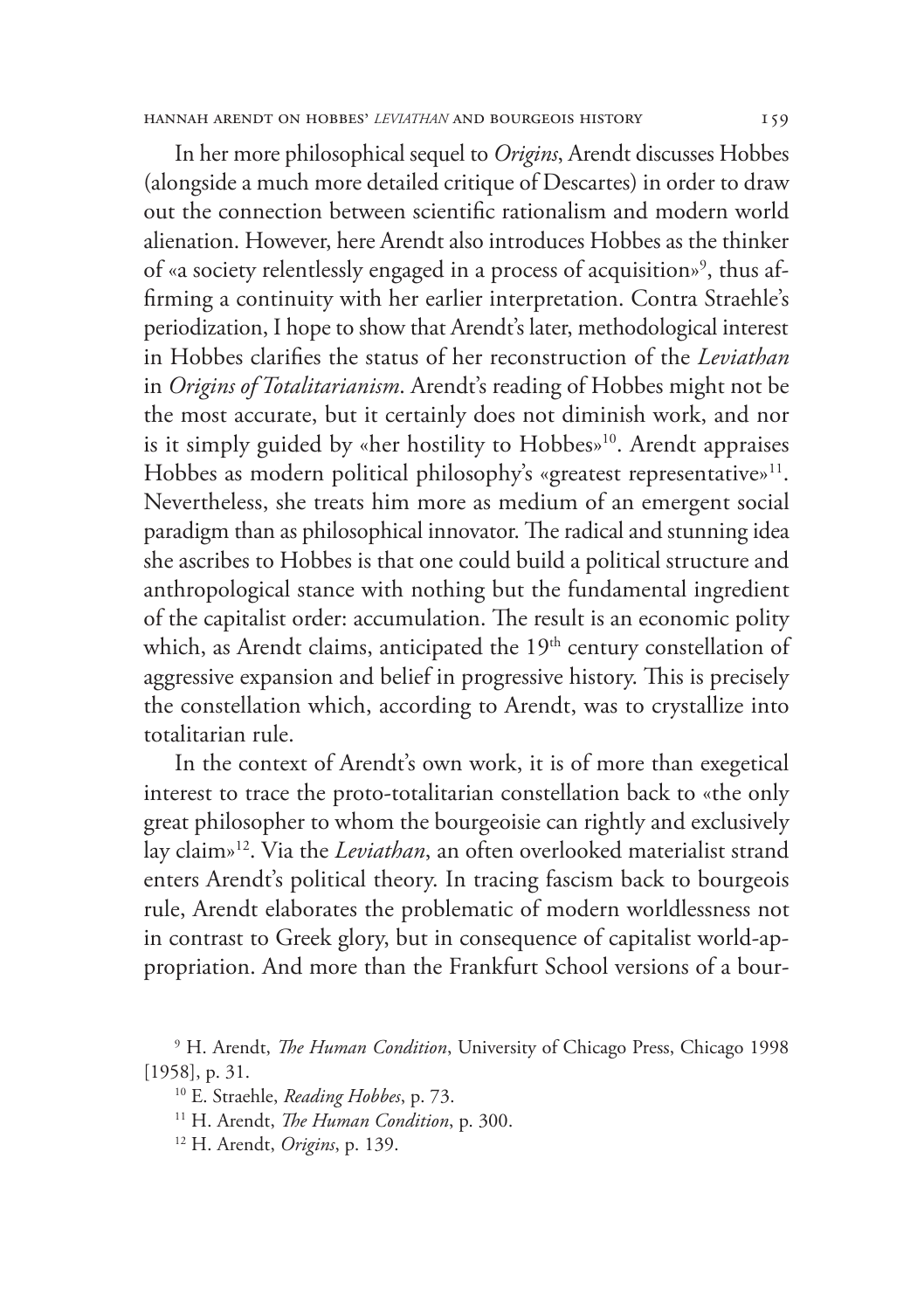In her more philosophical sequel to *Origins*, Arendt discusses Hobbes (alongside a much more detailed critique of Descartes) in order to draw out the connection between scientific rationalism and modern world alienation. However, here Arendt also introduces Hobbes as the thinker of «a society relentlessly engaged in a process of acquisition»[9], thus affirming a continuity with her earlier interpretation. Contra Straehle's periodization, I hope to show that Arendt's later, methodological interest in Hobbes clarifies the status of her reconstruction of the *Leviathan* in *Origins of Totalitarianism*. Arendt's reading of Hobbes might not be the most accurate, but it certainly does not diminish work, and nor is it simply guided by «her hostility to Hobbes»[10]. Arendt appraises Hobbes as modern political philosophy's «greatest representative»[11]. Nevertheless, she treats him more as medium of an emergent social paradigm than as philosophical innovator. The radical and stunning idea she ascribes to Hobbes is that one could build a political structure and anthropological stance with nothing but the fundamental ingredient of the capitalist order: accumulation. The result is an economic polity which, as Arendt claims, anticipated the 19th century constellation of aggressive expansion and belief in progressive history. This is precisely the constellation which, according to Arendt, was to crystallize into totalitarian rule.

In the context of Arendt's own work, it is of more than exegetical interest to trace the proto-totalitarian constellation back to «the only great philosopher to whom the bourgeoisie can rightly and exclusively lay claim»[12]. Via the *Leviathan*, an often overlooked materialist strand enters Arendt's political theory. In tracing fascism back to bourgeois rule, Arendt elaborates the problematic of modern worldlessness not in contrast to Greek glory, but in consequence of capitalist world-appropriation. And more than the Frankfurt School versions of a bour-

[9] H. Arendt, *The Human Condition*, University of Chicago Press, Chicago 1998 [1958], p. 31.

[10] E. Straehle, *Reading Hobbes*, p. 73.

[11] H. Arendt, *The Human Condition*, p. 300.

[12] H. Arendt, *Origins*, p. 139.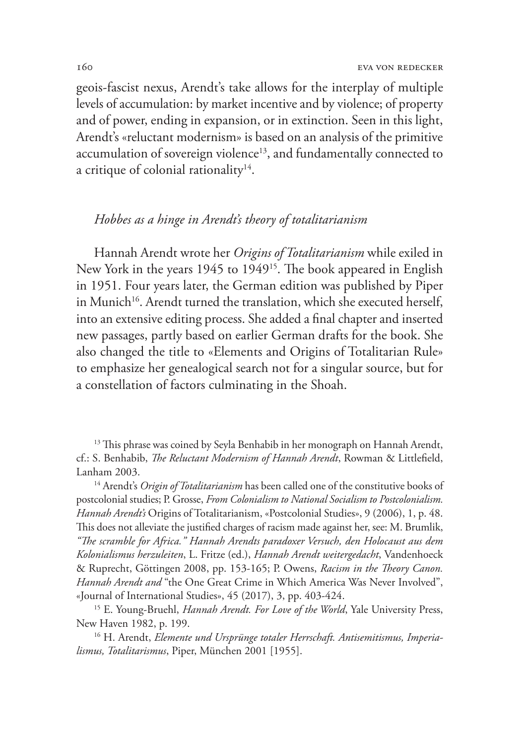geois-fascist nexus, Arendt's take allows for the interplay of multiple levels of accumulation: by market incentive and by violence; of property and of power, ending in expansion, or in extinction. Seen in this light, Arendt's «reluctant modernism» is based on an analysis of the primitive accumulation of sovereign violence[13], and fundamentally connected to a critique of colonial rationality[14].

## *Hobbes as a hinge in Arendt's theory of totalitarianism*

Hannah Arendt wrote her *Origins of Totalitarianism* while exiled in New York in the years 1945 to 1949[15]. The book appeared in English in 1951. Four years later, the German edition was published by Piper in Munich[16]. Arendt turned the translation, which she executed herself, into an extensive editing process. She added a final chapter and inserted new passages, partly based on earlier German drafts for the book. She also changed the title to «Elements and Origins of Totalitarian Rule» to emphasize her genealogical search not for a singular source, but for a constellation of factors culminating in the Shoah.

[13] This phrase was coined by Seyla Benhabib in her monograph on Hannah Arendt, cf.: S. Benhabib, *The Reluctant Modernism of Hannah Arendt*, Rowman & Littlefield, Lanham 2003.

[14] Arendt's *Origin of Totalitarianism* has been called one of the constitutive books of postcolonial studies; P. Grosse, *From Colonialism to National Socialism to Postcolonialism. Hannah Arendt's* Origins of Totalitarianism, «Postcolonial Studies», 9 (2006), 1, p. 48. This does not alleviate the justified charges of racism made against her, see: M. Brumlik, *"The scramble for Africa." Hannah Arendts paradoxer Versuch, den Holocaust aus dem Kolonialismus herzuleiten*, L. Fritze (ed.), *Hannah Arendt weitergedacht*, Vandenhoeck & Ruprecht, Göttingen 2008, pp. 153-165; P. Owens, *Racism in the Theory Canon. Hannah Arendt and* "the One Great Crime in Which America Was Never Involved", «Journal of International Studies», 45 (2017), 3, pp. 403-424.

[15] E. Young-Bruehl, *Hannah Arendt. For Love of the World*, Yale University Press, New Haven 1982, p. 199.

[16] H. Arendt, *Elemente und Ursprünge totaler Herrschaft. Antisemitismus, Imperialismus, Totalitarismus*, Piper, München 2001 [1955].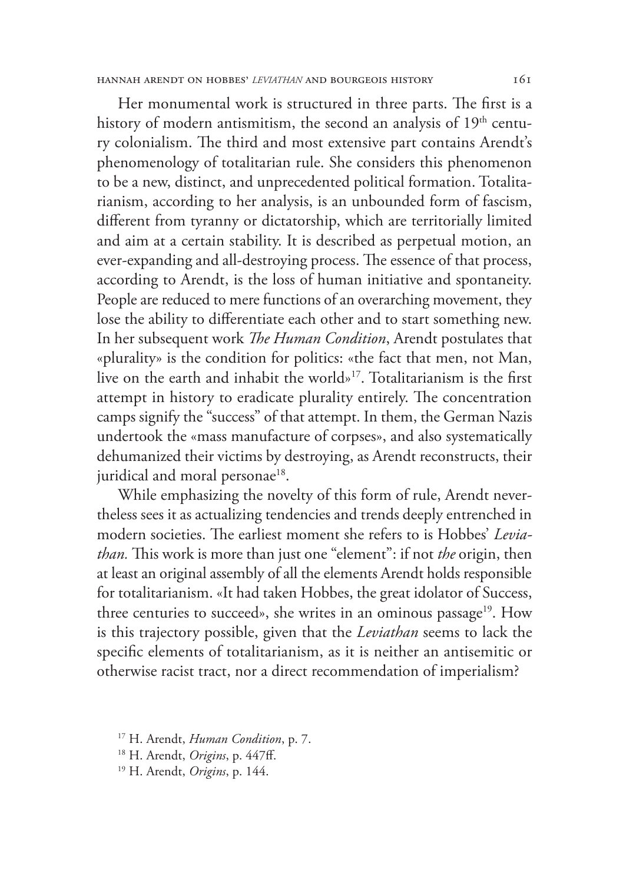Her monumental work is structured in three parts. The first is a history of modern antismitism, the second an analysis of 19$^{th}$ century colonialism. The third and most extensive part contains Arendt's phenomenology of totalitarian rule. She considers this phenomenon to be a new, distinct, and unprecedented political formation. Totalitarianism, according to her analysis, is an unbounded form of fascism, different from tyranny or dictatorship, which are territorially limited and aim at a certain stability. It is described as perpetual motion, an ever-expanding and all-destroying process. The essence of that process, according to Arendt, is the loss of human initiative and spontaneity. People are reduced to mere functions of an overarching movement, they lose the ability to differentiate each other and to start something new. In her subsequent work *The Human Condition*, Arendt postulates that «plurality» is the condition for politics: «the fact that men, not Man, live on the earth and inhabit the world»[17]. Totalitarianism is the first attempt in history to eradicate plurality entirely. The concentration camps signify the "success" of that attempt. In them, the German Nazis undertook the «mass manufacture of corpses», and also systematically dehumanized their victims by destroying, as Arendt reconstructs, their juridical and moral personae[18].

While emphasizing the novelty of this form of rule, Arendt nevertheless sees it as actualizing tendencies and trends deeply entrenched in modern societies. The earliest moment she refers to is Hobbes' *Leviathan.* This work is more than just one "element": if not *the* origin, then at least an original assembly of all the elements Arendt holds responsible for totalitarianism. «It had taken Hobbes, the great idolator of Success, three centuries to succeed», she writes in an ominous passage[19]. How is this trajectory possible, given that the *Leviathan* seems to lack the specific elements of totalitarianism, as it is neither an antisemitic or otherwise racist tract, nor a direct recommendation of imperialism?

[17] H. Arendt, *Human Condition*, p. 7.

[18] H. Arendt, *Origins*, p. 447ff.

[19] H. Arendt, *Origins*, p. 144.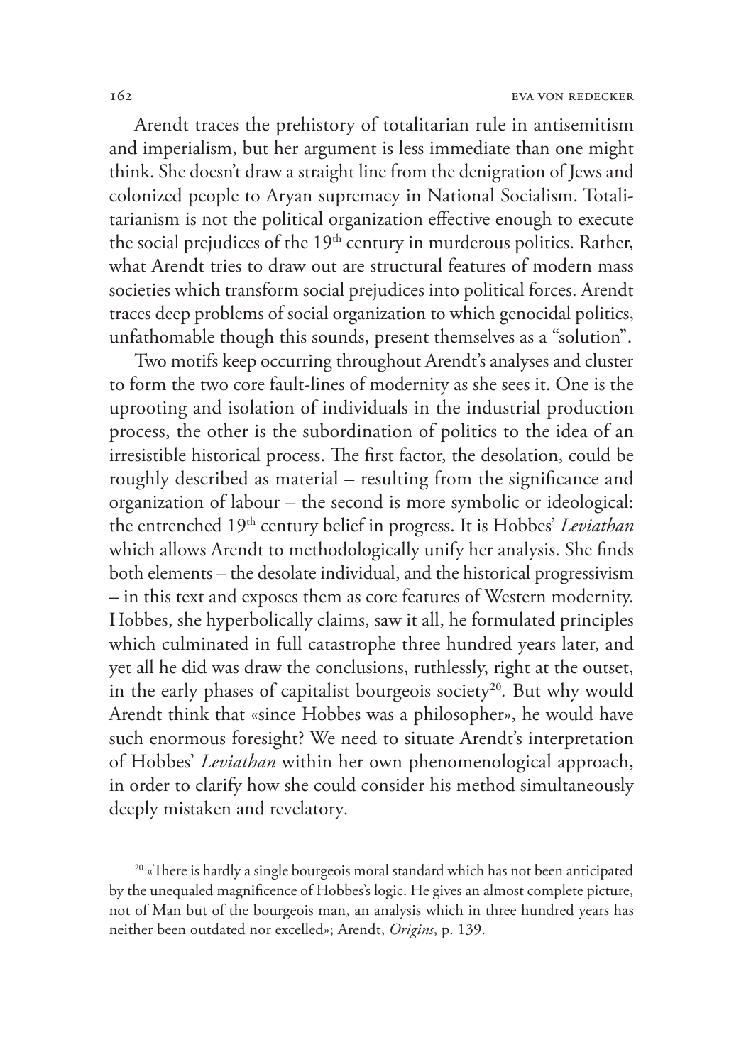Arendt traces the prehistory of totalitarian rule in antisemitism and imperialism, but her argument is less immediate than one might think. She doesn't draw a straight line from the denigration of Jews and colonized people to Aryan supremacy in National Socialism. Totalitarianism is not the political organization effective enough to execute the social prejudices of the 19th century in murderous politics. Rather, what Arendt tries to draw out are structural features of modern mass societies which transform social prejudices into political forces. Arendt traces deep problems of social organization to which genocidal politics, unfathomable though this sounds, present themselves as a "solution".

Two motifs keep occurring throughout Arendt's analyses and cluster to form the two core fault-lines of modernity as she sees it. One is the uprooting and isolation of individuals in the industrial production process, the other is the subordination of politics to the idea of an irresistible historical process. The first factor, the desolation, could be roughly described as material – resulting from the significance and organization of labour – the second is more symbolic or ideological: the entrenched 19th century belief in progress. It is Hobbes' *Leviathan* which allows Arendt to methodologically unify her analysis. She finds both elements – the desolate individual, and the historical progressivism – in this text and exposes them as core features of Western modernity. Hobbes, she hyperbolically claims, saw it all, he formulated principles which culminated in full catastrophe three hundred years later, and yet all he did was draw the conclusions, ruthlessly, right at the outset, in the early phases of capitalist bourgeois society[20]. But why would Arendt think that «since Hobbes was a philosopher», he would have such enormous foresight? We need to situate Arendt's interpretation of Hobbes' *Leviathan* within her own phenomenological approach, in order to clarify how she could consider his method simultaneously deeply mistaken and revelatory.

[20] «There is hardly a single bourgeois moral standard which has not been anticipated by the unequaled magnificence of Hobbes's logic. He gives an almost complete picture, not of Man but of the bourgeois man, an analysis which in three hundred years has neither been outdated nor excelled»; Arendt, *Origins*, p. 139.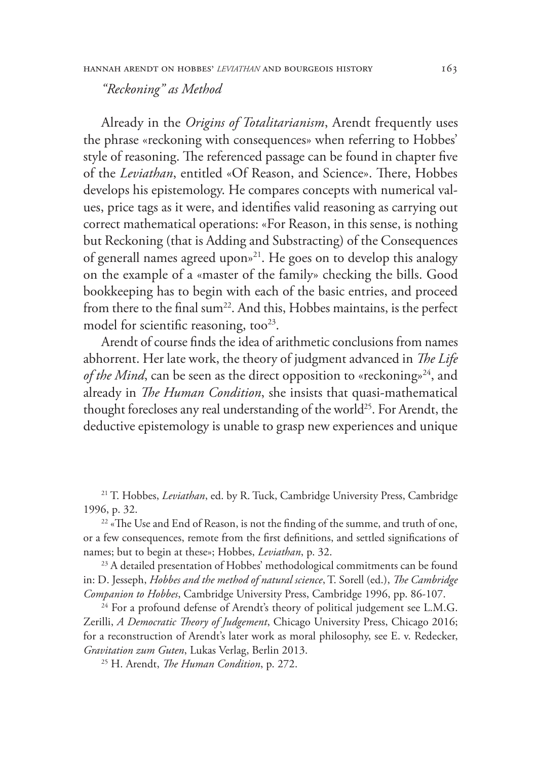### *"Reckoning" as Method*

Already in the *Origins of Totalitarianism*, Arendt frequently uses the phrase «reckoning with consequences» when referring to Hobbes' style of reasoning. The referenced passage can be found in chapter five of the *Leviathan*, entitled «Of Reason, and Science». There, Hobbes develops his epistemology. He compares concepts with numerical values, price tags as it were, and identifies valid reasoning as carrying out correct mathematical operations: «For Reason, in this sense, is nothing but Reckoning (that is Adding and Substracting) of the Consequences of generall names agreed upon»[21]. He goes on to develop this analogy on the example of a «master of the family» checking the bills. Good bookkeeping has to begin with each of the basic entries, and proceed from there to the final sum[22]. And this, Hobbes maintains, is the perfect model for scientific reasoning, too[23].

Arendt of course finds the idea of arithmetic conclusions from names abhorrent. Her late work, the theory of judgment advanced in *The Life of the Mind*, can be seen as the direct opposition to «reckoning»[24], and already in *The Human Condition*, she insists that quasi-mathematical thought forecloses any real understanding of the world[25]. For Arendt, the deductive epistemology is unable to grasp new experiences and unique

[21] T. Hobbes, *Leviathan*, ed. by R. Tuck, Cambridge University Press, Cambridge 1996, p. 32.

[22] «The Use and End of Reason, is not the finding of the summe, and truth of one, or a few consequences, remote from the first definitions, and settled significations of names; but to begin at these»; Hobbes, *Leviathan*, p. 32.

[23] A detailed presentation of Hobbes' methodological commitments can be found in: D. Jesseph, *Hobbes and the method of natural science*, T. Sorell (ed.), *The Cambridge Companion to Hobbes*, Cambridge University Press, Cambridge 1996, pp. 86-107.

[24] For a profound defense of Arendt's theory of political judgement see L.M.G. Zerilli, *A Democratic Theory of Judgement*, Chicago University Press, Chicago 2016; for a reconstruction of Arendt's later work as moral philosophy, see E. v. Redecker, *Gravitation zum Guten*, Lukas Verlag, Berlin 2013.

[25] H. Arendt, *The Human Condition*, p. 272.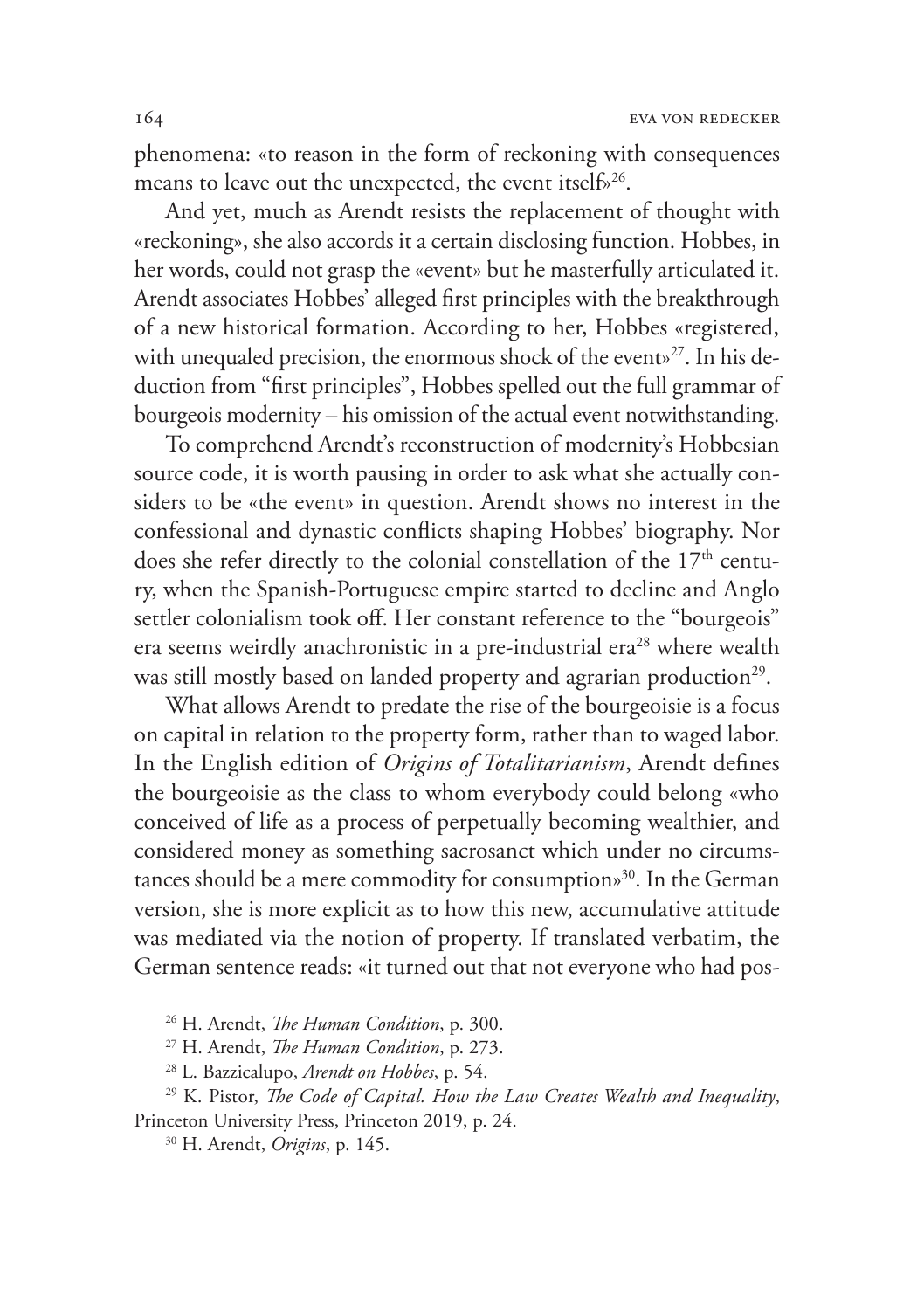phenomena: «to reason in the form of reckoning with consequences means to leave out the unexpected, the event itself»[26].

And yet, much as Arendt resists the replacement of thought with «reckoning», she also accords it a certain disclosing function. Hobbes, in her words, could not grasp the «event» but he masterfully articulated it. Arendt associates Hobbes' alleged first principles with the breakthrough of a new historical formation. According to her, Hobbes «registered, with unequaled precision, the enormous shock of the event»[27]. In his deduction from "first principles", Hobbes spelled out the full grammar of bourgeois modernity – his omission of the actual event notwithstanding.

To comprehend Arendt's reconstruction of modernity's Hobbesian source code, it is worth pausing in order to ask what she actually considers to be «the event» in question. Arendt shows no interest in the confessional and dynastic conflicts shaping Hobbes' biography. Nor does she refer directly to the colonial constellation of the 17th century, when the Spanish-Portuguese empire started to decline and Anglo settler colonialism took off. Her constant reference to the "bourgeois" era seems weirdly anachronistic in a pre-industrial era[28] where wealth was still mostly based on landed property and agrarian production[29].

What allows Arendt to predate the rise of the bourgeoisie is a focus on capital in relation to the property form, rather than to waged labor. In the English edition of *Origins of Totalitarianism*, Arendt defines the bourgeoisie as the class to whom everybody could belong «who conceived of life as a process of perpetually becoming wealthier, and considered money as something sacrosanct which under no circumstances should be a mere commodity for consumption»[30]. In the German version, she is more explicit as to how this new, accumulative attitude was mediated via the notion of property. If translated verbatim, the German sentence reads: «it turned out that not everyone who had pos-

[26] H. Arendt, *The Human Condition*, p. 300.

[27] H. Arendt, *The Human Condition*, p. 273.

[28] L. Bazzicalupo, *Arendt on Hobbes*, p. 54.

[29] K. Pistor, *The Code of Capital. How the Law Creates Wealth and Inequality*, Princeton University Press, Princeton 2019, p. 24.

[30] H. Arendt, *Origins*, p. 145.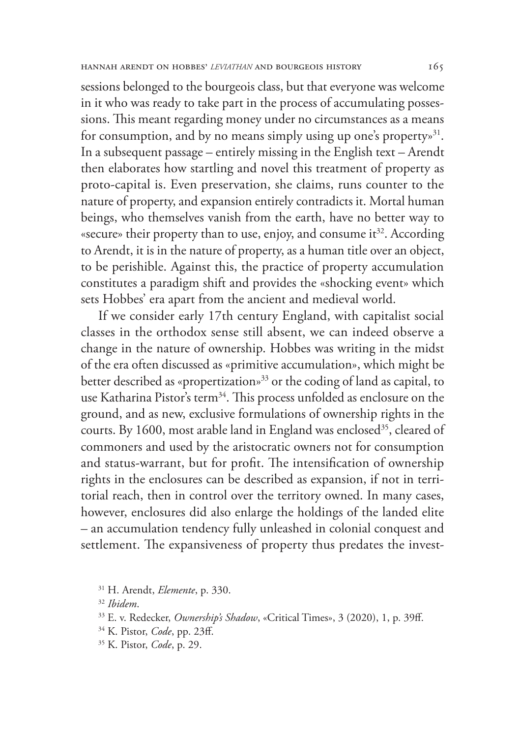sessions belonged to the bourgeois class, but that everyone was welcome in it who was ready to take part in the process of accumulating possessions. This meant regarding money under no circumstances as a means for consumption, and by no means simply using up one's property»[31]. In a subsequent passage – entirely missing in the English text – Arendt then elaborates how startling and novel this treatment of property as proto-capital is. Even preservation, she claims, runs counter to the nature of property, and expansion entirely contradicts it. Mortal human beings, who themselves vanish from the earth, have no better way to «secure» their property than to use, enjoy, and consume it[32]. According to Arendt, it is in the nature of property, as a human title over an object, to be perishible. Against this, the practice of property accumulation constitutes a paradigm shift and provides the «shocking event» which sets Hobbes' era apart from the ancient and medieval world.

If we consider early 17th century England, with capitalist social classes in the orthodox sense still absent, we can indeed observe a change in the nature of ownership. Hobbes was writing in the midst of the era often discussed as «primitive accumulation», which might be better described as «propertization»[33] or the coding of land as capital, to use Katharina Pistor's term[34]. This process unfolded as enclosure on the ground, and as new, exclusive formulations of ownership rights in the courts. By 1600, most arable land in England was enclosed[35], cleared of commoners and used by the aristocratic owners not for consumption and status-warrant, but for profit. The intensification of ownership rights in the enclosures can be described as expansion, if not in territorial reach, then in control over the territory owned. In many cases, however, enclosures did also enlarge the holdings of the landed elite – an accumulation tendency fully unleashed in colonial conquest and settlement. The expansiveness of property thus predates the invest-

[31] H. Arendt, *Elemente*, p. 330.

[32] *Ibidem*.

[33] E. v. Redecker, *Ownership's Shadow*, «Critical Times», 3 (2020), 1, p. 39ff.

[34] K. Pistor, *Code*, pp. 23ff.

[35] K. Pistor, *Code*, p. 29.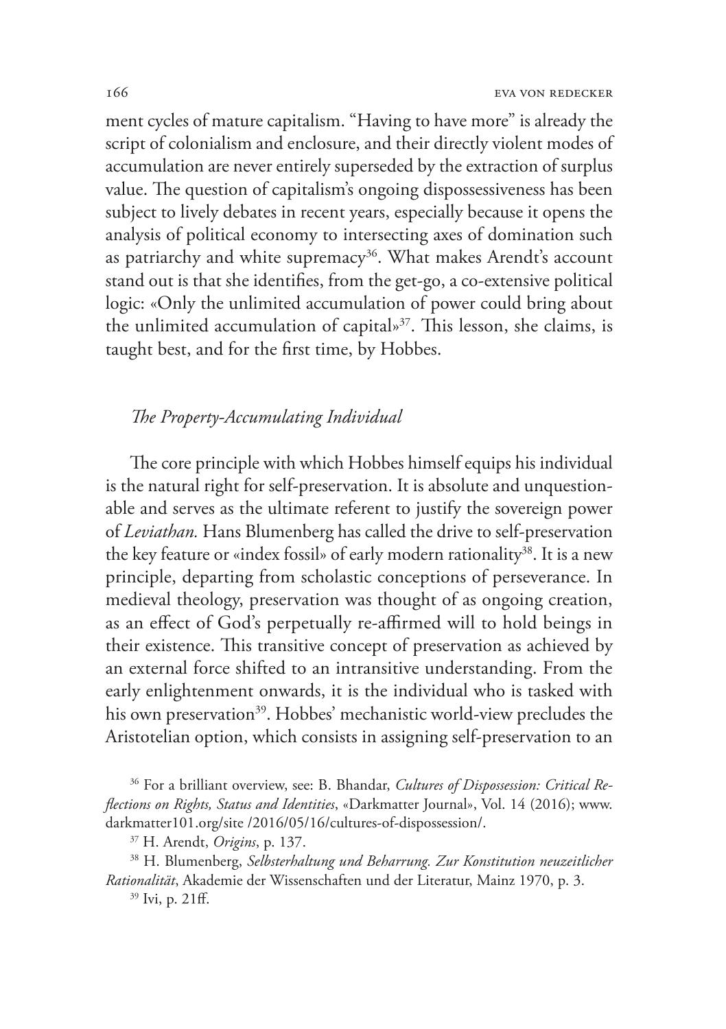ment cycles of mature capitalism. "Having to have more" is already the script of colonialism and enclosure, and their directly violent modes of accumulation are never entirely superseded by the extraction of surplus value. The question of capitalism's ongoing dispossessiveness has been subject to lively debates in recent years, especially because it opens the analysis of political economy to intersecting axes of domination such as patriarchy and white supremacy[36]. What makes Arendt's account stand out is that she identifies, from the get-go, a co-extensive political logic: «Only the unlimited accumulation of power could bring about the unlimited accumulation of capital»[37]. This lesson, she claims, is taught best, and for the first time, by Hobbes.

### *The Property-Accumulating Individual*

The core principle with which Hobbes himself equips his individual is the natural right for self-preservation. It is absolute and unquestionable and serves as the ultimate referent to justify the sovereign power of *Leviathan.* Hans Blumenberg has called the drive to self-preservation the key feature or «index fossil» of early modern rationality[38]. It is a new principle, departing from scholastic conceptions of perseverance. In medieval theology, preservation was thought of as ongoing creation, as an effect of God's perpetually re-affirmed will to hold beings in their existence. This transitive concept of preservation as achieved by an external force shifted to an intransitive understanding. From the early enlightenment onwards, it is the individual who is tasked with his own preservation[39]. Hobbes' mechanistic world-view precludes the Aristotelian option, which consists in assigning self-preservation to an

[36] For a brilliant overview, see: B. Bhandar, *Cultures of Dispossession: Critical Reflections on Rights, Status and Identities*, «Darkmatter Journal», Vol. 14 (2016); www.darkmatter101.org/site /2016/05/16/cultures-of-dispossession/.

[37] H. Arendt, *Origins*, p. 137.

[38] H. Blumenberg, *Selbsterhaltung und Beharrung. Zur Konstitution neuzeitlicher Rationalität*, Akademie der Wissenschaften und der Literatur, Mainz 1970, p. 3.

[39] Ivi, p. 21ff.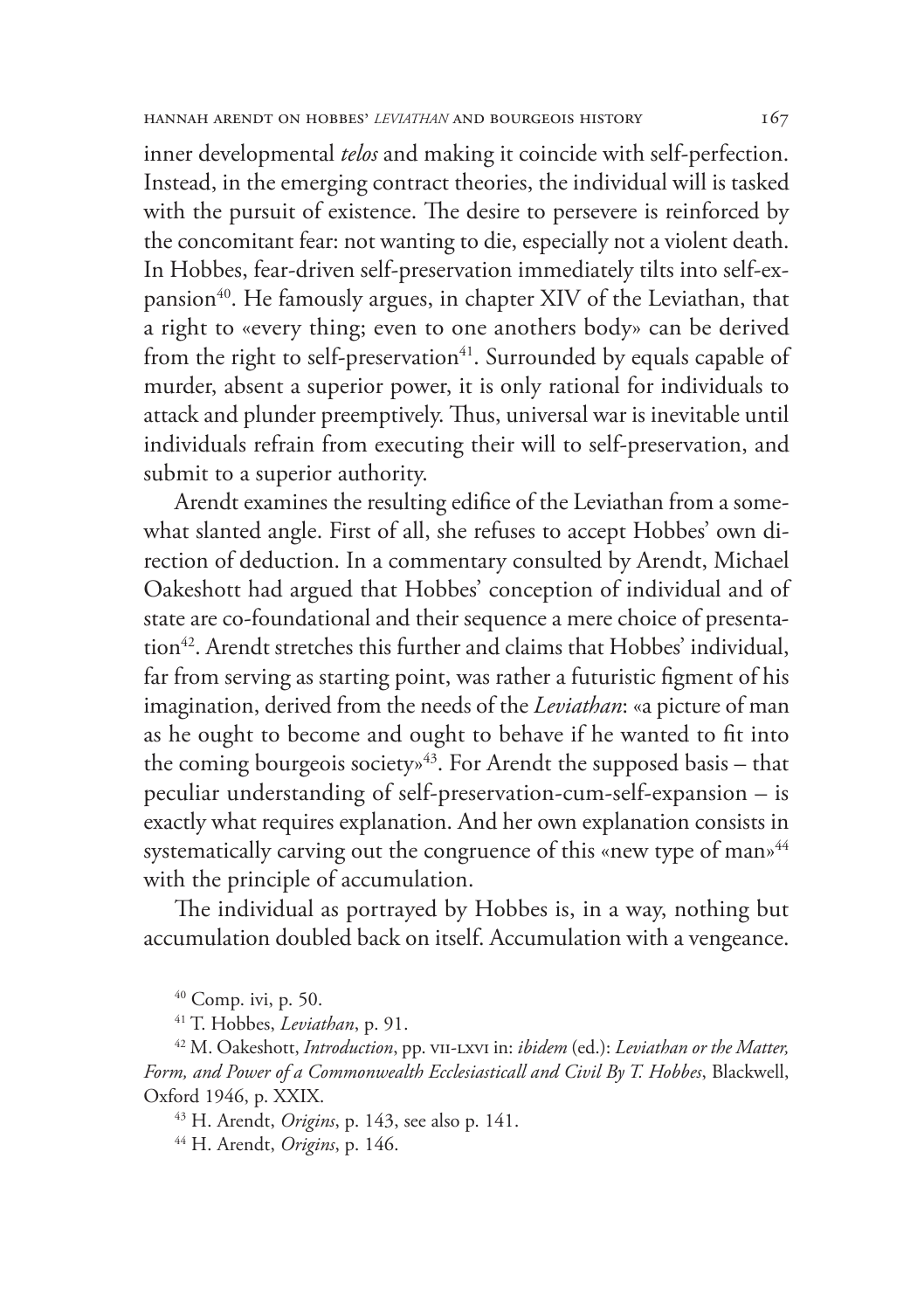inner developmental *telos* and making it coincide with self-perfection. Instead, in the emerging contract theories, the individual will is tasked with the pursuit of existence. The desire to persevere is reinforced by the concomitant fear: not wanting to die, especially not a violent death. In Hobbes, fear-driven self-preservation immediately tilts into self-expansion[40]. He famously argues, in chapter XIV of the Leviathan, that a right to «every thing; even to one anothers body» can be derived from the right to self-preservation[41]. Surrounded by equals capable of murder, absent a superior power, it is only rational for individuals to attack and plunder preemptively. Thus, universal war is inevitable until individuals refrain from executing their will to self-preservation, and submit to a superior authority.

Arendt examines the resulting edifice of the Leviathan from a somewhat slanted angle. First of all, she refuses to accept Hobbes' own direction of deduction. In a commentary consulted by Arendt, Michael Oakeshott had argued that Hobbes' conception of individual and of state are co-foundational and their sequence a mere choice of presentation[42]. Arendt stretches this further and claims that Hobbes' individual, far from serving as starting point, was rather a futuristic figment of his imagination, derived from the needs of the *Leviathan*: «a picture of man as he ought to become and ought to behave if he wanted to fit into the coming bourgeois society»[43]. For Arendt the supposed basis – that peculiar understanding of self-preservation-cum-self-expansion – is exactly what requires explanation. And her own explanation consists in systematically carving out the congruence of this «new type of man»[44] with the principle of accumulation.

The individual as portrayed by Hobbes is, in a way, nothing but accumulation doubled back on itself. Accumulation with a vengeance.

[40] Comp. ivi, p. 50.

[41] T. Hobbes, *Leviathan*, p. 91.

[42] M. Oakeshott, *Introduction*, pp. VII-LXVI in: *ibidem* (ed.): *Leviathan or the Matter, Form, and Power of a Commonwealth Ecclesiasticall and Civil By T. Hobbes*, Blackwell, Oxford 1946, p. XXIX.

[43] H. Arendt, *Origins*, p. 143, see also p. 141.

[44] H. Arendt, *Origins*, p. 146.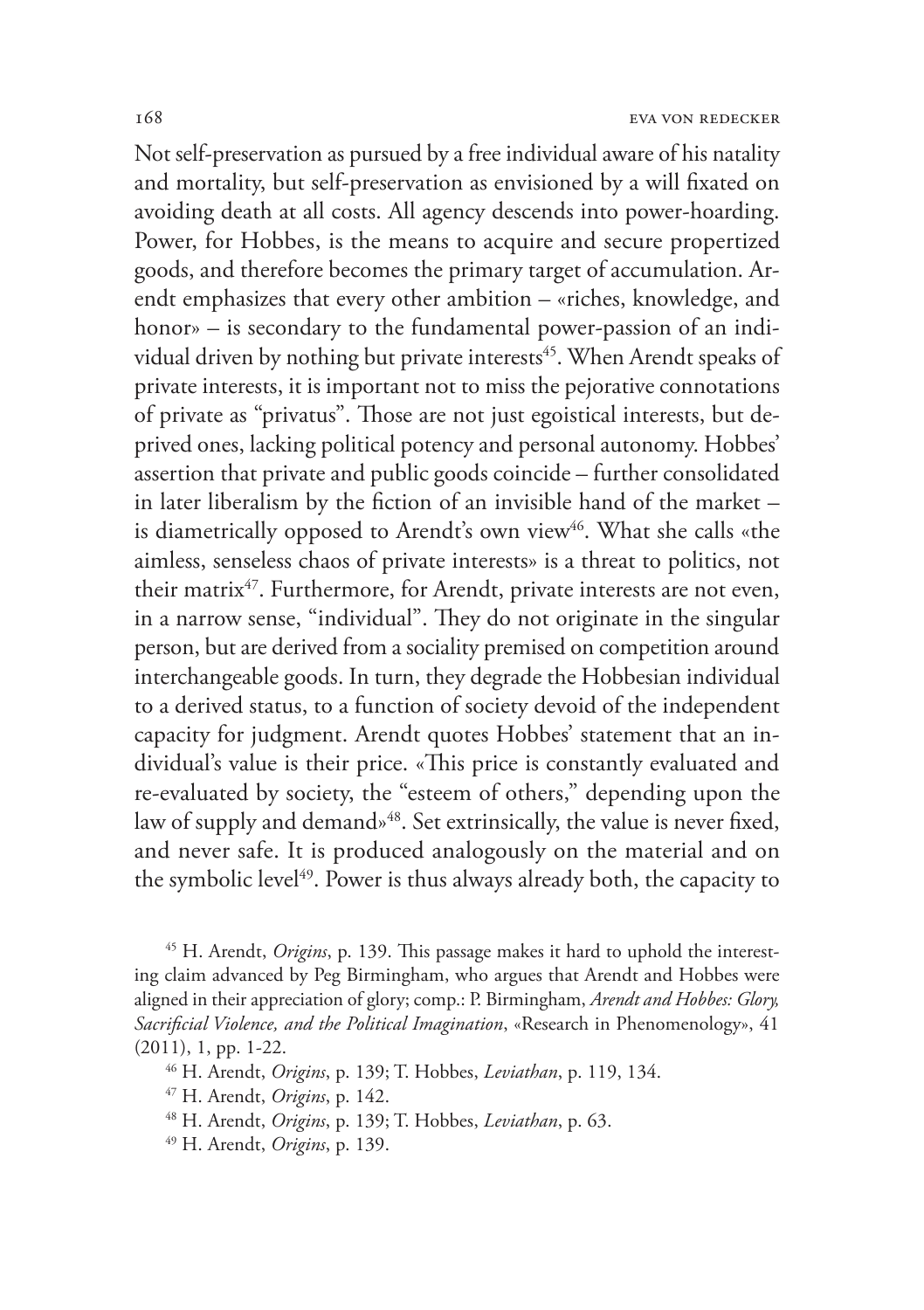Not self-preservation as pursued by a free individual aware of his natality and mortality, but self-preservation as envisioned by a will fixated on avoiding death at all costs. All agency descends into power-hoarding. Power, for Hobbes, is the means to acquire and secure propertized goods, and therefore becomes the primary target of accumulation. Arendt emphasizes that every other ambition – «riches, knowledge, and honor» – is secondary to the fundamental power-passion of an individual driven by nothing but private interests[45]. When Arendt speaks of private interests, it is important not to miss the pejorative connotations of private as "privatus". Those are not just egoistical interests, but deprived ones, lacking political potency and personal autonomy. Hobbes' assertion that private and public goods coincide – further consolidated in later liberalism by the fiction of an invisible hand of the market – is diametrically opposed to Arendt's own view[46]. What she calls «the aimless, senseless chaos of private interests» is a threat to politics, not their matrix[47]. Furthermore, for Arendt, private interests are not even, in a narrow sense, "individual". They do not originate in the singular person, but are derived from a sociality premised on competition around interchangeable goods. In turn, they degrade the Hobbesian individual to a derived status, to a function of society devoid of the independent capacity for judgment. Arendt quotes Hobbes' statement that an individual's value is their price. «This price is constantly evaluated and re-evaluated by society, the "esteem of others," depending upon the law of supply and demand»[48]. Set extrinsically, the value is never fixed, and never safe. It is produced analogously on the material and on the symbolic level[49]. Power is thus always already both, the capacity to

[45] H. Arendt, *Origins*, p. 139. This passage makes it hard to uphold the interesting claim advanced by Peg Birmingham, who argues that Arendt and Hobbes were aligned in their appreciation of glory; comp.: P. Birmingham, *Arendt and Hobbes: Glory, Sacrificial Violence, and the Political Imagination*, «Research in Phenomenology», 41 (2011), 1, pp. 1-22.

[46] H. Arendt, *Origins*, p. 139; T. Hobbes, *Leviathan*, p. 119, 134.

[47] H. Arendt, *Origins*, p. 142.

[48] H. Arendt, *Origins*, p. 139; T. Hobbes, *Leviathan*, p. 63.

[49] H. Arendt, *Origins*, p. 139.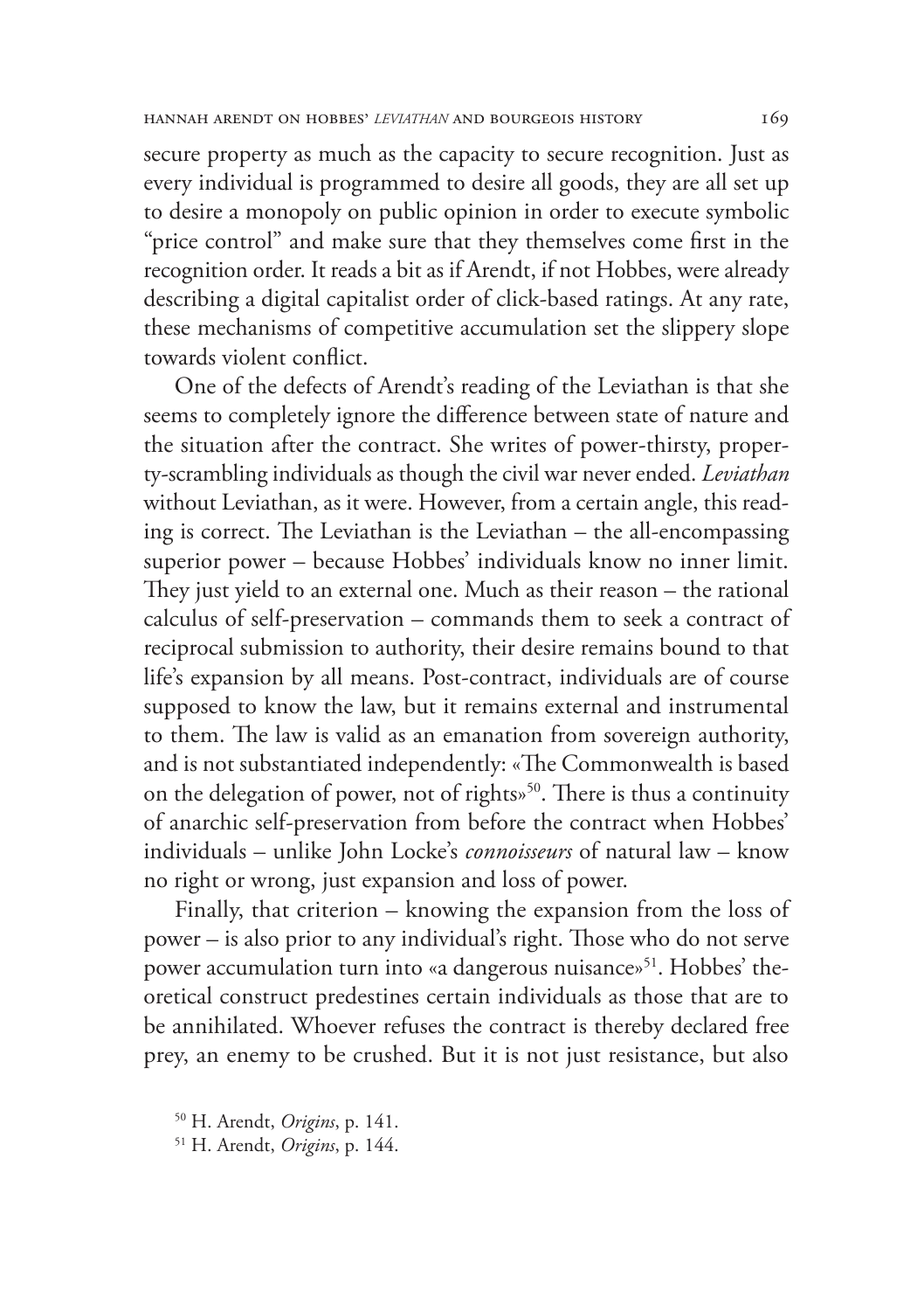secure property as much as the capacity to secure recognition. Just as every individual is programmed to desire all goods, they are all set up to desire a monopoly on public opinion in order to execute symbolic "price control" and make sure that they themselves come first in the recognition order. It reads a bit as if Arendt, if not Hobbes, were already describing a digital capitalist order of click-based ratings. At any rate, these mechanisms of competitive accumulation set the slippery slope towards violent conflict.

One of the defects of Arendt's reading of the Leviathan is that she seems to completely ignore the difference between state of nature and the situation after the contract. She writes of power-thirsty, property-scrambling individuals as though the civil war never ended. *Leviathan* without Leviathan, as it were. However, from a certain angle, this reading is correct. The Leviathan is the Leviathan – the all-encompassing superior power – because Hobbes' individuals know no inner limit. They just yield to an external one. Much as their reason – the rational calculus of self-preservation – commands them to seek a contract of reciprocal submission to authority, their desire remains bound to that life's expansion by all means. Post-contract, individuals are of course supposed to know the law, but it remains external and instrumental to them. The law is valid as an emanation from sovereign authority, and is not substantiated independently: «The Commonwealth is based on the delegation of power, not of rights»[50]. There is thus a continuity of anarchic self-preservation from before the contract when Hobbes' individuals – unlike John Locke's *connoisseurs* of natural law – know no right or wrong, just expansion and loss of power.

Finally, that criterion – knowing the expansion from the loss of power – is also prior to any individual's right. Those who do not serve power accumulation turn into «a dangerous nuisance»[51]. Hobbes' theoretical construct predestines certain individuals as those that are to be annihilated. Whoever refuses the contract is thereby declared free prey, an enemy to be crushed. But it is not just resistance, but also

[50] H. Arendt, *Origins*, p. 141.

[51] H. Arendt, *Origins*, p. 144.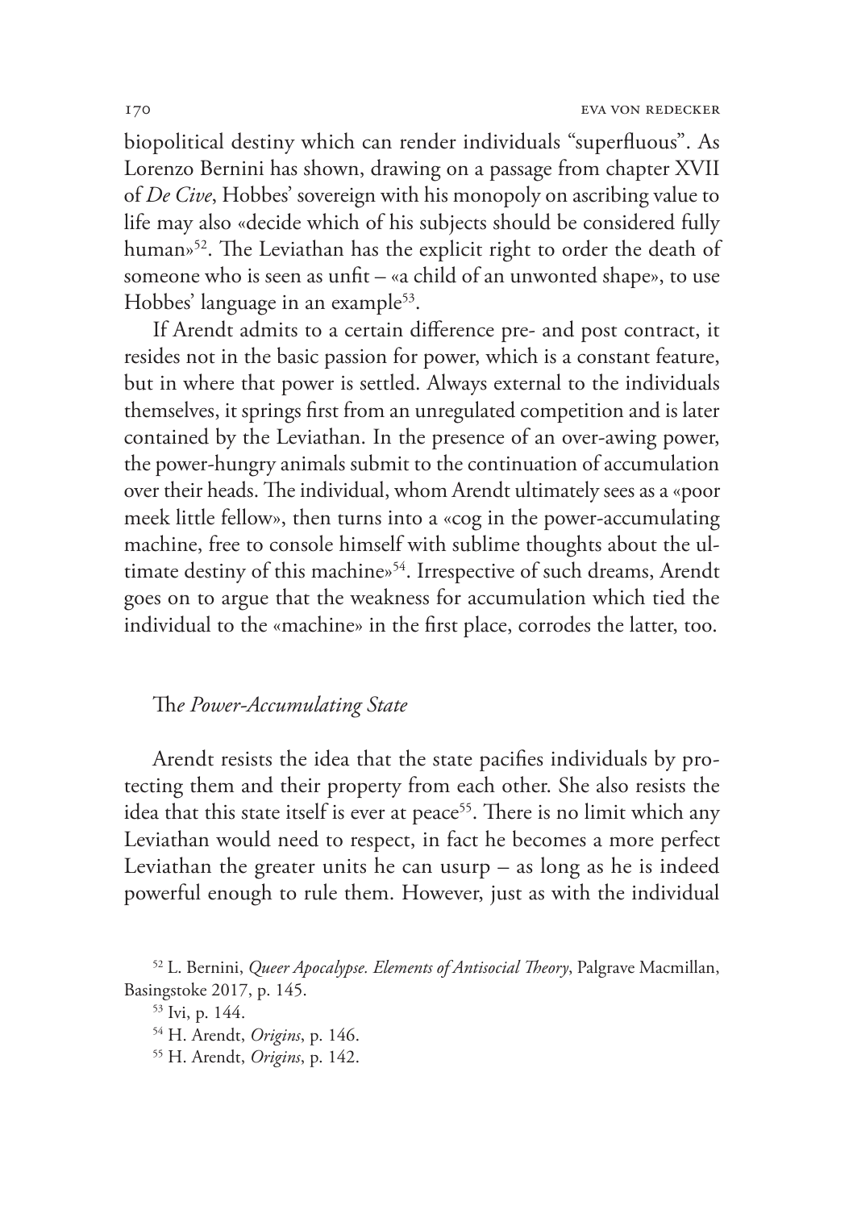biopolitical destiny which can render individuals "superfluous". As Lorenzo Bernini has shown, drawing on a passage from chapter XVII of *De Cive*, Hobbes' sovereign with his monopoly on ascribing value to life may also «decide which of his subjects should be considered fully human»[52]. The Leviathan has the explicit right to order the death of someone who is seen as unfit – «a child of an unwonted shape», to use Hobbes' language in an example[53].

If Arendt admits to a certain difference pre- and post contract, it resides not in the basic passion for power, which is a constant feature, but in where that power is settled. Always external to the individuals themselves, it springs first from an unregulated competition and is later contained by the Leviathan. In the presence of an over-awing power, the power-hungry animals submit to the continuation of accumulation over their heads. The individual, whom Arendt ultimately sees as a «poor meek little fellow», then turns into a «cog in the power-accumulating machine, free to console himself with sublime thoughts about the ultimate destiny of this machine»[54]. Irrespective of such dreams, Arendt goes on to argue that the weakness for accumulation which tied the individual to the «machine» in the first place, corrodes the latter, too.

## *The Power-Accumulating State*

Arendt resists the idea that the state pacifies individuals by protecting them and their property from each other. She also resists the idea that this state itself is ever at peace[55]. There is no limit which any Leviathan would need to respect, in fact he becomes a more perfect Leviathan the greater units he can usurp – as long as he is indeed powerful enough to rule them. However, just as with the individual

[52] L. Bernini, *Queer Apocalypse. Elements of Antisocial Theory*, Palgrave Macmillan, Basingstoke 2017, p. 145.

[53] Ivi, p. 144.

[54] H. Arendt, *Origins*, p. 146.

[55] H. Arendt, *Origins*, p. 142.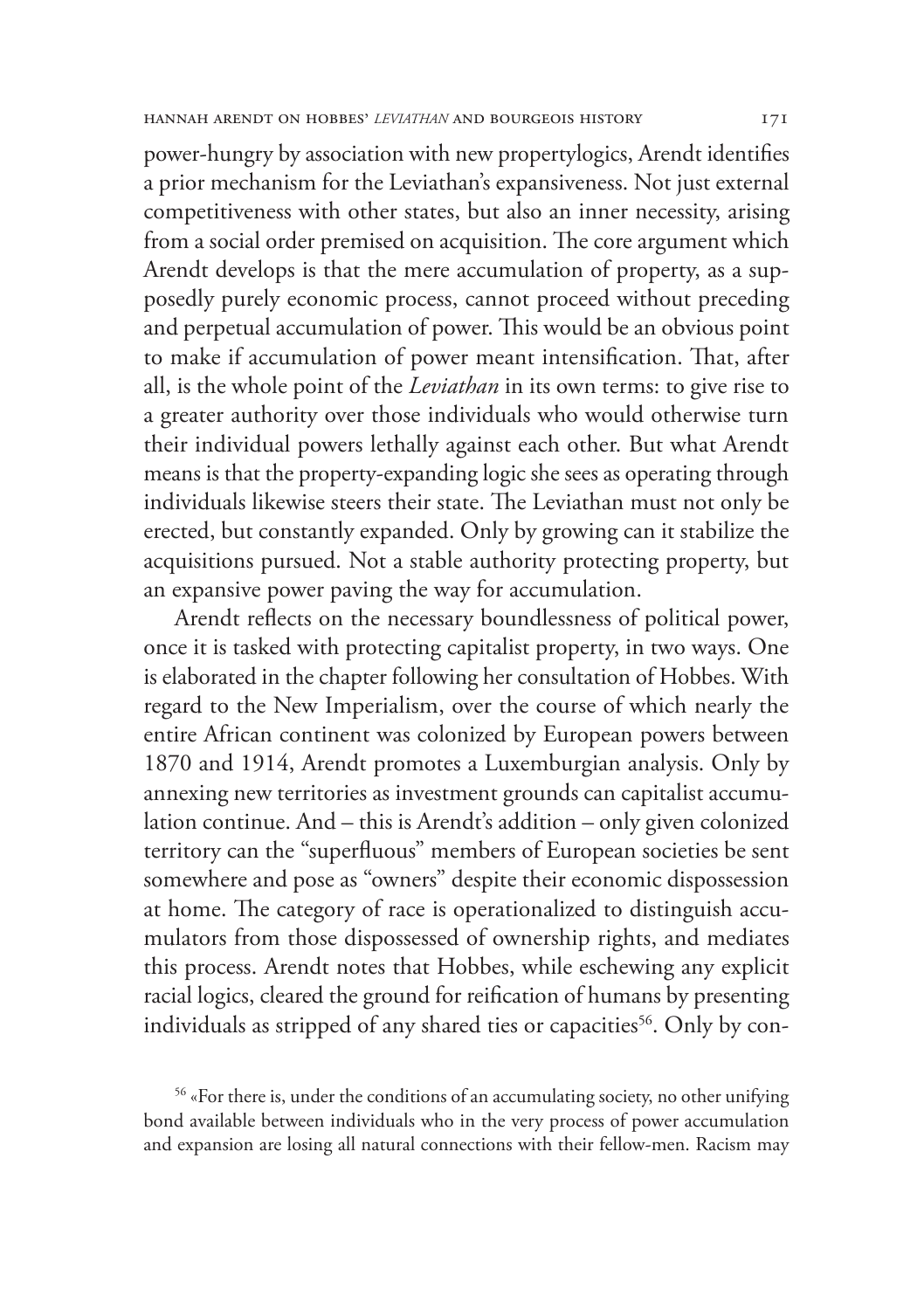power-hungry by association with new propertylogics, Arendt identifies a prior mechanism for the Leviathan's expansiveness. Not just external competitiveness with other states, but also an inner necessity, arising from a social order premised on acquisition. The core argument which Arendt develops is that the mere accumulation of property, as a supposedly purely economic process, cannot proceed without preceding and perpetual accumulation of power. This would be an obvious point to make if accumulation of power meant intensification. That, after all, is the whole point of the *Leviathan* in its own terms: to give rise to a greater authority over those individuals who would otherwise turn their individual powers lethally against each other. But what Arendt means is that the property-expanding logic she sees as operating through individuals likewise steers their state. The Leviathan must not only be erected, but constantly expanded. Only by growing can it stabilize the acquisitions pursued. Not a stable authority protecting property, but an expansive power paving the way for accumulation.

Arendt reflects on the necessary boundlessness of political power, once it is tasked with protecting capitalist property, in two ways. One is elaborated in the chapter following her consultation of Hobbes. With regard to the New Imperialism, over the course of which nearly the entire African continent was colonized by European powers between 1870 and 1914, Arendt promotes a Luxemburgian analysis. Only by annexing new territories as investment grounds can capitalist accumulation continue. And – this is Arendt's addition – only given colonized territory can the "superfluous" members of European societies be sent somewhere and pose as "owners" despite their economic dispossession at home. The category of race is operationalized to distinguish accumulators from those dispossessed of ownership rights, and mediates this process. Arendt notes that Hobbes, while eschewing any explicit racial logics, cleared the ground for reification of humans by presenting individuals as stripped of any shared ties or capacities[56]. Only by con-

[56] «For there is, under the conditions of an accumulating society, no other unifying bond available between individuals who in the very process of power accumulation and expansion are losing all natural connections with their fellow-men. Racism may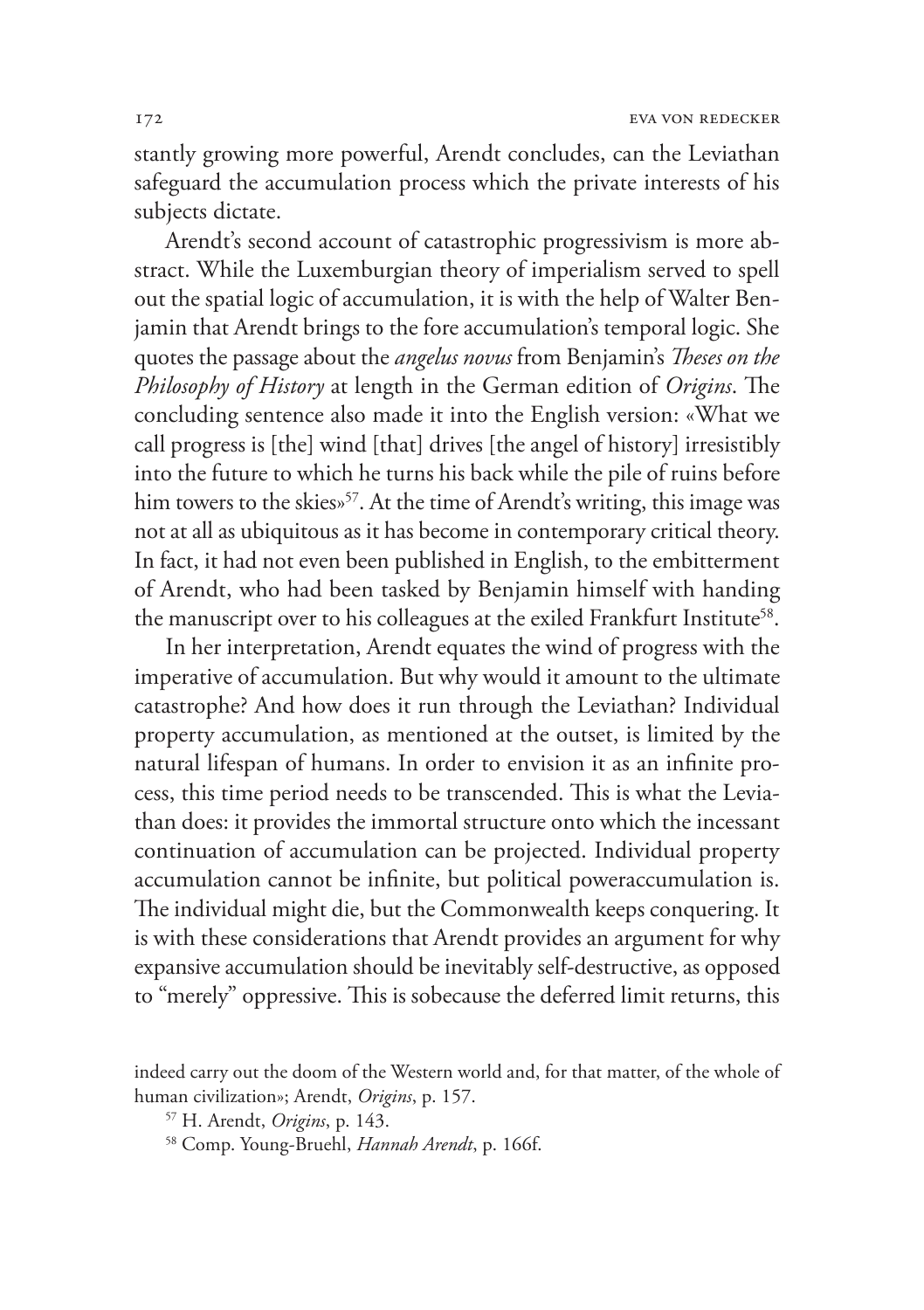stantly growing more powerful, Arendt concludes, can the Leviathan safeguard the accumulation process which the private interests of his subjects dictate.

Arendt's second account of catastrophic progressivism is more abstract. While the Luxemburgian theory of imperialism served to spell out the spatial logic of accumulation, it is with the help of Walter Benjamin that Arendt brings to the fore accumulation's temporal logic. She quotes the passage about the *angelus novus* from Benjamin's *Theses on the Philosophy of History* at length in the German edition of *Origins*. The concluding sentence also made it into the English version: «What we call progress is [the] wind [that] drives [the angel of history] irresistibly into the future to which he turns his back while the pile of ruins before him towers to the skies»[57]. At the time of Arendt's writing, this image was not at all as ubiquitous as it has become in contemporary critical theory. In fact, it had not even been published in English, to the embitterment of Arendt, who had been tasked by Benjamin himself with handing the manuscript over to his colleagues at the exiled Frankfurt Institute[58].

In her interpretation, Arendt equates the wind of progress with the imperative of accumulation. But why would it amount to the ultimate catastrophe? And how does it run through the Leviathan? Individual property accumulation, as mentioned at the outset, is limited by the natural lifespan of humans. In order to envision it as an infinite process, this time period needs to be transcended. This is what the Leviathan does: it provides the immortal structure onto which the incessant continuation of accumulation can be projected. Individual property accumulation cannot be infinite, but political poweraccumulation is. The individual might die, but the Commonwealth keeps conquering. It is with these considerations that Arendt provides an argument for why expansive accumulation should be inevitably self-destructive, as opposed to "merely" oppressive. This is sobecause the deferred limit returns, this

indeed carry out the doom of the Western world and, for that matter, of the whole of human civilization»; Arendt, *Origins*, p. 157.

[57] H. Arendt, *Origins*, p. 143.

[58] Comp. Young-Bruehl, *Hannah Arendt*, p. 166f.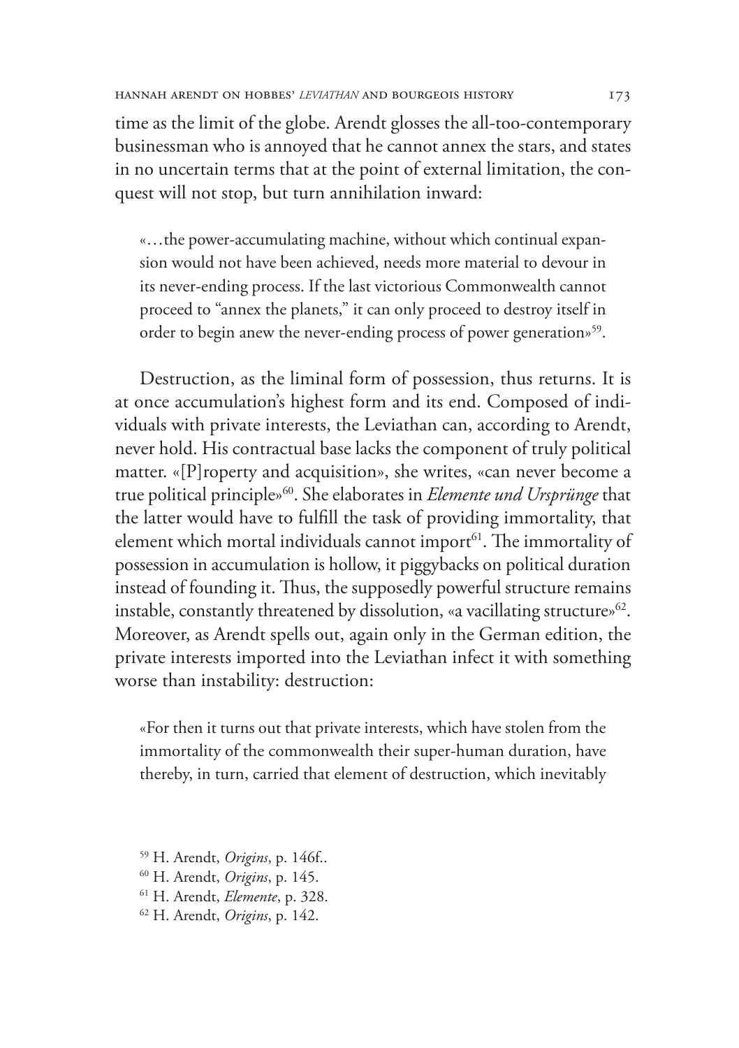time as the limit of the globe. Arendt glosses the all-too-contemporary businessman who is annoyed that he cannot annex the stars, and states in no uncertain terms that at the point of external limitation, the conquest will not stop, but turn annihilation inward:

> «…the power-accumulating machine, without which continual expansion would not have been achieved, needs more material to devour in its never-ending process. If the last victorious Commonwealth cannot proceed to "annex the planets," it can only proceed to destroy itself in order to begin anew the never-ending process of power generation»[59].

Destruction, as the liminal form of possession, thus returns. It is at once accumulation's highest form and its end. Composed of individuals with private interests, the Leviathan can, according to Arendt, never hold. His contractual base lacks the component of truly political matter. «[P]roperty and acquisition», she writes, «can never become a true political principle»[60]. She elaborates in *Elemente und Ursprünge* that the latter would have to fulfill the task of providing immortality, that element which mortal individuals cannot import[61]. The immortality of possession in accumulation is hollow, it piggybacks on political duration instead of founding it. Thus, the supposedly powerful structure remains instable, constantly threatened by dissolution, «a vacillating structure»[62]. Moreover, as Arendt spells out, again only in the German edition, the private interests imported into the Leviathan infect it with something worse than instability: destruction:

> «For then it turns out that private interests, which have stolen from the immortality of the commonwealth their super-human duration, have thereby, in turn, carried that element of destruction, which inevitably

[59] H. Arendt, *Origins*, p. 146f..

[60] H. Arendt, *Origins*, p. 145.

[61] H. Arendt, *Elemente*, p. 328.

[62] H. Arendt, *Origins*, p. 142.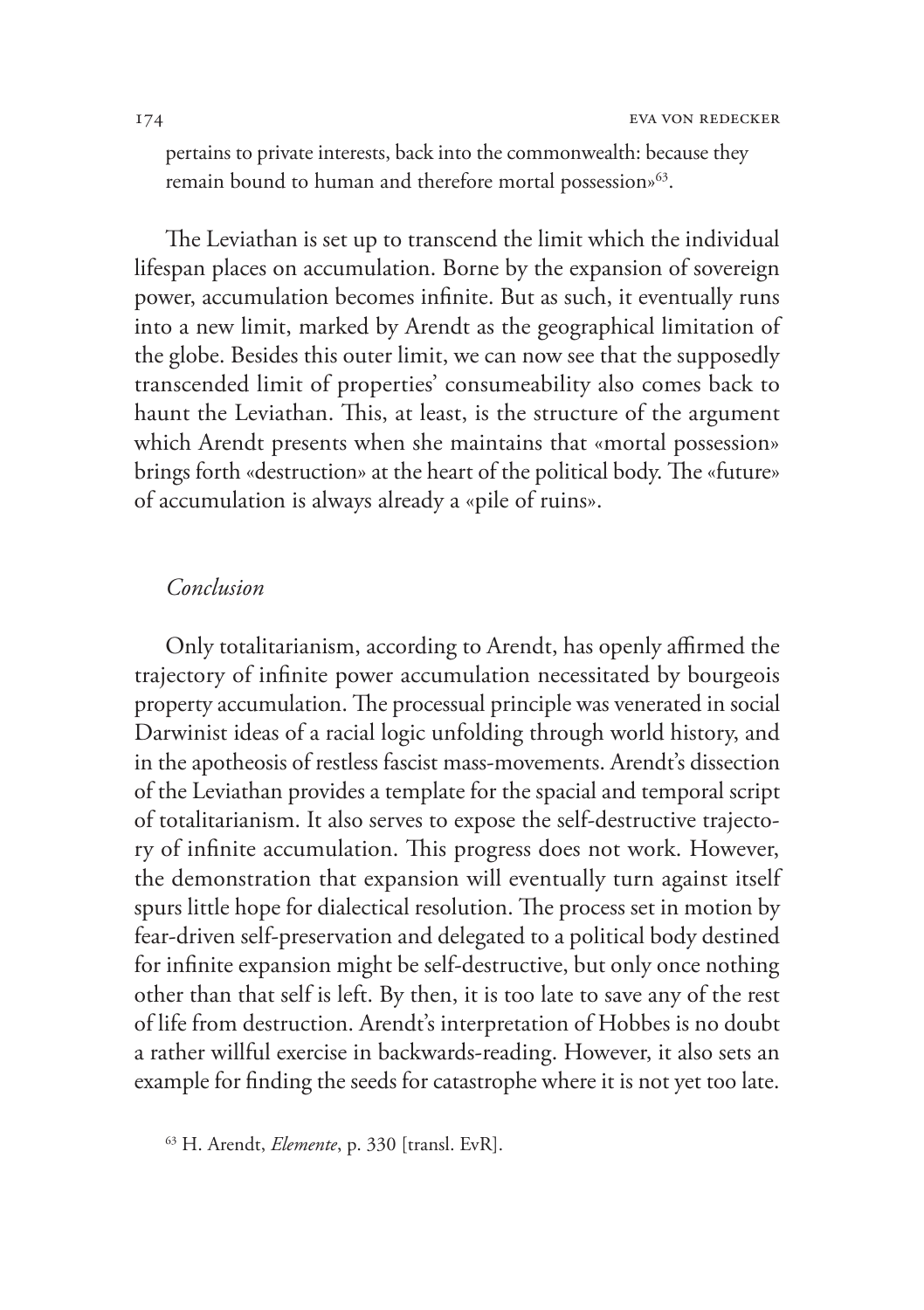pertains to private interests, back into the commonwealth: because they remain bound to human and therefore mortal possession»[63].

The Leviathan is set up to transcend the limit which the individual lifespan places on accumulation. Borne by the expansion of sovereign power, accumulation becomes infinite. But as such, it eventually runs into a new limit, marked by Arendt as the geographical limitation of the globe. Besides this outer limit, we can now see that the supposedly transcended limit of properties' consumeability also comes back to haunt the Leviathan. This, at least, is the structure of the argument which Arendt presents when she maintains that «mortal possession» brings forth «destruction» at the heart of the political body. The «future» of accumulation is always already a «pile of ruins».

## *Conclusion*

Only totalitarianism, according to Arendt, has openly affirmed the trajectory of infinite power accumulation necessitated by bourgeois property accumulation. The processual principle was venerated in social Darwinist ideas of a racial logic unfolding through world history, and in the apotheosis of restless fascist mass-movements. Arendt's dissection of the Leviathan provides a template for the spacial and temporal script of totalitarianism. It also serves to expose the self-destructive trajectory of infinite accumulation. This progress does not work. However, the demonstration that expansion will eventually turn against itself spurs little hope for dialectical resolution. The process set in motion by fear-driven self-preservation and delegated to a political body destined for infinite expansion might be self-destructive, but only once nothing other than that self is left. By then, it is too late to save any of the rest of life from destruction. Arendt's interpretation of Hobbes is no doubt a rather willful exercise in backwards-reading. However, it also sets an example for finding the seeds for catastrophe where it is not yet too late.

[63] H. Arendt, *Elemente*, p. 330 [transl. EvR].